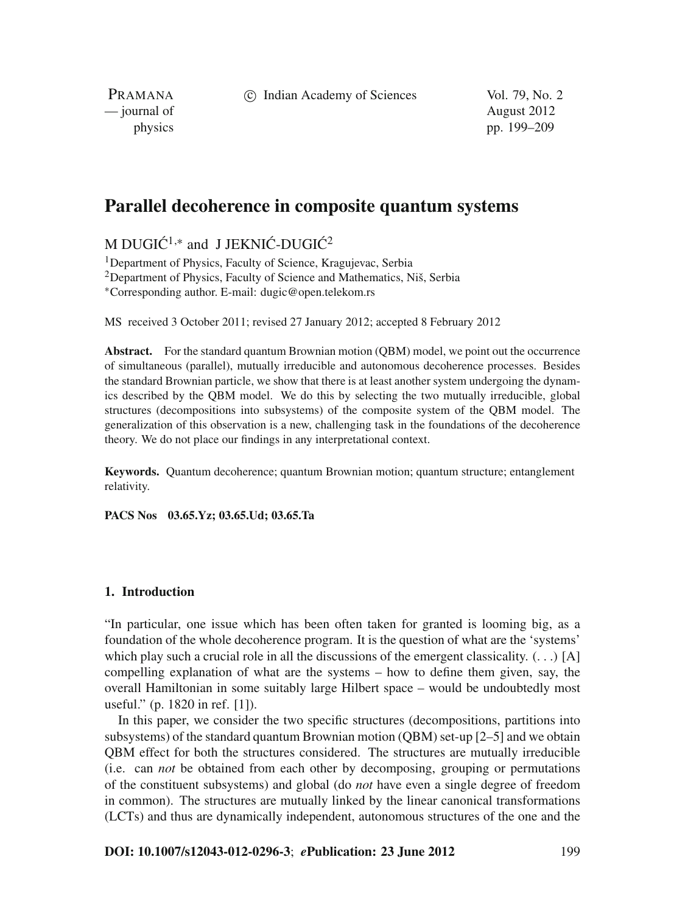# Parallel decoherence in composite quantum systems

M DUGIĆ[1,*] and J JEKNIĆ-DUGIĆ[2]

[1]Department of Physics, Faculty of Science, Kragujevac, Serbia
[2]Department of Physics, Faculty of Science and Mathematics, Niš, Serbia
[*]Corresponding author. E-mail: dugic@open.telekom.rs

MS received 3 October 2011; revised 27 January 2012; accepted 8 February 2012

**Abstract.** For the standard quantum Brownian motion (QBM) model, we point out the occurrence of simultaneous (parallel), mutually irreducible and autonomous decoherence processes. Besides the standard Brownian particle, we show that there is at least another system undergoing the dynamics described by the QBM model. We do this by selecting the two mutually irreducible, global structures (decompositions into subsystems) of the composite system of the QBM model. The generalization of this observation is a new, challenging task in the foundations of the decoherence theory. We do not place our findings in any interpretational context.

**Keywords.** Quantum decoherence; quantum Brownian motion; quantum structure; entanglement relativity.

**PACS Nos 03.65.Yz; 03.65.Ud; 03.65.Ta**

## 1. Introduction

"In particular, one issue which has been often taken for granted is looming big, as a foundation of the whole decoherence program. It is the question of what are the 'systems' which play such a crucial role in all the discussions of the emergent classicality. (...) [A] compelling explanation of what are the systems – how to define them given, say, the overall Hamiltonian in some suitably large Hilbert space – would be undoubtedly most useful." (p. 1820 in ref. [1]).

In this paper, we consider the two specific structures (decompositions, partitions into subsystems) of the standard quantum Brownian motion (QBM) set-up [2–5] and we obtain QBM effect for both the structures considered. The structures are mutually irreducible (i.e. can *not* be obtained from each other by decomposing, grouping or permutations of the constituent subsystems) and global (do *not* have even a single degree of freedom in common). The structures are mutually linked by the linear canonical transformations (LCTs) and thus are dynamically independent, autonomous structures of the one and the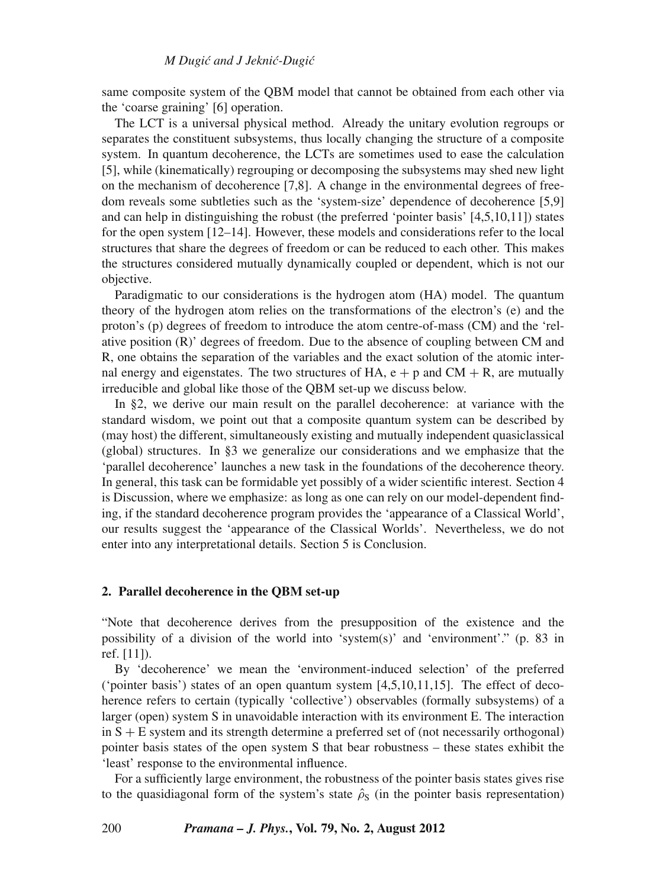same composite system of the QBM model that cannot be obtained from each other via the 'coarse graining' [6] operation.

The LCT is a universal physical method. Already the unitary evolution regroups or separates the constituent subsystems, thus locally changing the structure of a composite system. In quantum decoherence, the LCTs are sometimes used to ease the calculation [5], while (kinematically) regrouping or decomposing the subsystems may shed new light on the mechanism of decoherence [7,8]. A change in the environmental degrees of freedom reveals some subtleties such as the 'system-size' dependence of decoherence [5,9] and can help in distinguishing the robust (the preferred 'pointer basis' [4,5,10,11]) states for the open system [12–14]. However, these models and considerations refer to the local structures that share the degrees of freedom or can be reduced to each other. This makes the structures considered mutually dynamically coupled or dependent, which is not our objective.

Paradigmatic to our considerations is the hydrogen atom (HA) model. The quantum theory of the hydrogen atom relies on the transformations of the electron's (e) and the proton's (p) degrees of freedom to introduce the atom centre-of-mass (CM) and the 'relative position (R)' degrees of freedom. Due to the absence of coupling between CM and R, one obtains the separation of the variables and the exact solution of the atomic internal energy and eigenstates. The two structures of HA, e + p and CM + R, are mutually irreducible and global like those of the QBM set-up we discuss below.

In §2, we derive our main result on the parallel decoherence: at variance with the standard wisdom, we point out that a composite quantum system can be described by (may host) the different, simultaneously existing and mutually independent quasiclassical (global) structures. In §3 we generalize our considerations and we emphasize that the 'parallel decoherence' launches a new task in the foundations of the decoherence theory. In general, this task can be formidable yet possibly of a wider scientific interest. Section 4 is Discussion, where we emphasize: as long as one can rely on our model-dependent finding, if the standard decoherence program provides the 'appearance of a Classical World', our results suggest the 'appearance of the Classical Worlds'. Nevertheless, we do not enter into any interpretational details. Section 5 is Conclusion.

## 2. Parallel decoherence in the QBM set-up

"Note that decoherence derives from the presupposition of the existence and the possibility of a division of the world into 'system(s)' and 'environment'." (p. 83 in ref. [11]).

By 'decoherence' we mean the 'environment-induced selection' of the preferred ('pointer basis') states of an open quantum system [4,5,10,11,15]. The effect of decoherence refers to certain (typically 'collective') observables (formally subsystems) of a larger (open) system S in unavoidable interaction with its environment E. The interaction in S + E system and its strength determine a preferred set of (not necessarily orthogonal) pointer basis states of the open system S that bear robustness – these states exhibit the 'least' response to the environmental influence.

For a sufficiently large environment, the robustness of the pointer basis states gives rise to the quasidiagonal form of the system's state $\hat{\rho}_S$ (in the pointer basis representation)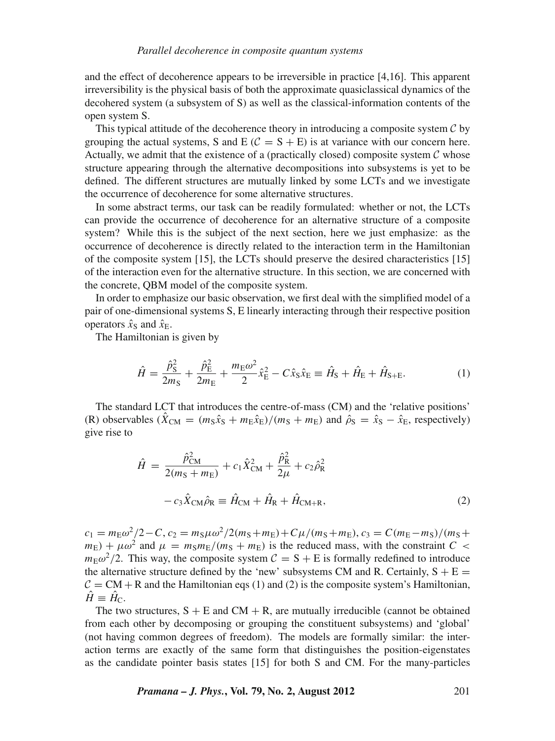and the effect of decoherence appears to be irreversible in practice [4,16]. This apparent irreversibility is the physical basis of both the approximate quasiclassical dynamics of the decohered system (a subsystem of S) as well as the classical-information contents of the open system S.

This typical attitude of the decoherence theory in introducing a composite system $\mathcal{C}$ by grouping the actual systems, S and E ($\mathcal{C} = \mathrm{S} + \mathrm{E}$) is at variance with our concern here. Actually, we admit that the existence of a (practically closed) composite system $\mathcal{C}$ whose structure appearing through the alternative decompositions into subsystems is yet to be defined. The different structures are mutually linked by some LCTs and we investigate the occurrence of decoherence for some alternative structures.

In some abstract terms, our task can be readily formulated: whether or not, the LCTs can provide the occurrence of decoherence for an alternative structure of a composite system? While this is the subject of the next section, here we just emphasize: as the occurrence of decoherence is directly related to the interaction term in the Hamiltonian of the composite system [15], the LCTs should preserve the desired characteristics [15] of the interaction even for the alternative structure. In this section, we are concerned with the concrete, QBM model of the composite system.

In order to emphasize our basic observation, we first deal with the simplified model of a pair of one-dimensional systems S, E linearly interacting through their respective position operators $\hat{x}_{\mathrm{S}}$ and $\hat{x}_{\mathrm{E}}$.

The Hamiltonian is given by

$$\hat{H} = \frac{\hat{p}_{\mathrm{S}}^2}{2m_{\mathrm{S}}} + \frac{\hat{p}_{\mathrm{E}}^2}{2m_{\mathrm{E}}} + \frac{m_{\mathrm{E}}\omega^2}{2}\hat{x}_{\mathrm{E}}^2 - C\hat{x}_{\mathrm{S}}\hat{x}_{\mathrm{E}} \equiv \hat{H}_{\mathrm{S}} + \hat{H}_{\mathrm{E}} + \hat{H}_{\mathrm{S+E}}. \tag{1}$$

The standard LCT that introduces the centre-of-mass (CM) and the 'relative positions' (R) observables ($\hat{X}_{\mathrm{CM}} = (m_{\mathrm{S}}\hat{x}_{\mathrm{S}} + m_{\mathrm{E}}\hat{x}_{\mathrm{E}})/(m_{\mathrm{S}} + m_{\mathrm{E}})$ and $\hat{\rho}_{\mathrm{S}} = \hat{x}_{\mathrm{S}} - \hat{x}_{\mathrm{E}}$, respectively) give rise to

$$\begin{aligned}\hat{H} &= \frac{\hat{p}_{\mathrm{CM}}^2}{2(m_{\mathrm{S}} + m_{\mathrm{E}})} + c_1\hat{X}_{\mathrm{CM}}^2 + \frac{\hat{p}_{\mathrm{R}}^2}{2\mu} + c_2\hat{\rho}_{\mathrm{R}}^2 \\ &\quad - c_3\hat{X}_{\mathrm{CM}}\hat{\rho}_{\mathrm{R}} \equiv \hat{H}_{\mathrm{CM}} + \hat{H}_{\mathrm{R}} + \hat{H}_{\mathrm{CM+R}},\end{aligned} \tag{2}$$

$c_1 = m_{\mathrm{E}}\omega^2/2 - C$, $c_2 = m_{\mathrm{S}}\mu\omega^2/2(m_{\mathrm{S}}+m_{\mathrm{E}}) + C\mu/(m_{\mathrm{S}}+m_{\mathrm{E}})$, $c_3 = C(m_{\mathrm{E}} - m_{\mathrm{S}})/(m_{\mathrm{S}} + m_{\mathrm{E}}) + \mu\omega^2$ and $\mu = m_{\mathrm{S}}m_{\mathrm{E}}/(m_{\mathrm{S}} + m_{\mathrm{E}})$ is the reduced mass, with the constraint $C < m_{\mathrm{E}}\omega^2/2$. This way, the composite system $\mathcal{C} = \mathrm{S} + \mathrm{E}$ is formally redefined to introduce the alternative structure defined by the 'new' subsystems CM and R. Certainly, $\mathrm{S} + \mathrm{E} = \mathcal{C} = \mathrm{CM} + \mathrm{R}$ and the Hamiltonian eqs (1) and (2) is the composite system's Hamiltonian, $\hat{H} \equiv \hat{H}_{\mathrm{C}}$.

The two structures, S + E and CM + R, are mutually irreducible (cannot be obtained from each other by decomposing or grouping the constituent subsystems) and 'global' (not having common degrees of freedom). The models are formally similar: the interaction terms are exactly of the same form that distinguishes the position-eigenstates as the candidate pointer basis states [15] for both S and CM. For the many-particles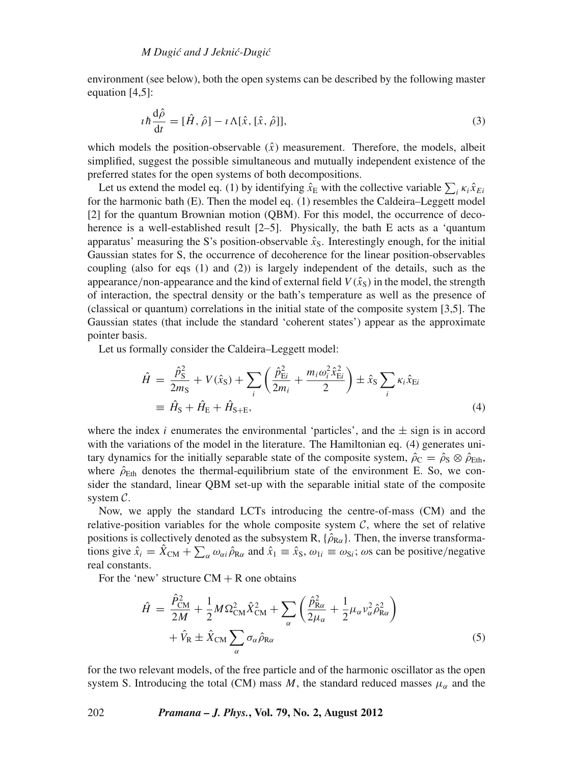environment (see below), both the open systems can be described by the following master equation [4,5]:

$$\imath\hbar \frac{\mathrm{d}\hat{\rho}}{\mathrm{d}t} = [\hat{H}, \hat{\rho}] - \imath \Lambda [\hat{x}, [\hat{x}, \hat{\rho}]], \tag{3}$$

which models the position-observable ($\hat{x}$) measurement. Therefore, the models, albeit simplified, suggest the possible simultaneous and mutually independent existence of the preferred states for the open systems of both decompositions.

Let us extend the model eq. (1) by identifying $\hat{x}_{\mathrm{E}}$ with the collective variable $\sum_i \kappa_i \hat{x}_{Ei}$ for the harmonic bath (E). Then the model eq. (1) resembles the Caldeira–Leggett model [2] for the quantum Brownian motion (QBM). For this model, the occurrence of decoherence is a well-established result [2–5]. Physically, the bath E acts as a 'quantum apparatus' measuring the S's position-observable $\hat{x}_{\mathrm{S}}$. Interestingly enough, for the initial Gaussian states for S, the occurrence of decoherence for the linear position-observables coupling (also for eqs (1) and (2)) is largely independent of the details, such as the appearance/non-appearance and the kind of external field $V(\hat{x}_{\mathrm{S}})$ in the model, the strength of interaction, the spectral density or the bath's temperature as well as the presence of (classical or quantum) correlations in the initial state of the composite system [3,5]. The Gaussian states (that include the standard 'coherent states') appear as the approximate pointer basis.

Let us formally consider the Caldeira–Leggett model:

$$\begin{aligned}\hat{H} &= \frac{\hat{p}_{\mathrm{S}}^2}{2m_{\mathrm{S}}} + V(\hat{x}_{\mathrm{S}}) + \sum_i \left( \frac{\hat{p}_{\mathrm{E}i}^2}{2m_i} + \frac{m_i \omega_i^2 \hat{x}_{\mathrm{E}i}^2}{2} \right) \pm \hat{x}_{\mathrm{S}} \sum_i \kappa_i \hat{x}_{\mathrm{E}i} \\ &\equiv \hat{H}_{\mathrm{S}} + \hat{H}_{\mathrm{E}} + \hat{H}_{\mathrm{S+E}},\end{aligned} \tag{4}$$

where the index $i$ enumerates the environmental 'particles', and the $\pm$ sign is in accord with the variations of the model in the literature. The Hamiltonian eq. (4) generates unitary dynamics for the initially separable state of the composite system, $\hat{\rho}_{\mathrm{C}} = \hat{\rho}_{\mathrm{S}} \otimes \hat{\rho}_{\mathrm{Eth}}$, where $\hat{\rho}_{\mathrm{Eth}}$ denotes the thermal-equilibrium state of the environment E. So, we consider the standard, linear QBM set-up with the separable initial state of the composite system $\mathcal{C}$.

Now, we apply the standard LCTs introducing the centre-of-mass (CM) and the relative-position variables for the whole composite system $\mathcal{C}$, where the set of relative positions is collectively denoted as the subsystem R, $\{\hat{\rho}_{\mathrm{R}\alpha}\}$. Then, the inverse transformations give $\hat{x}_i = \hat{X}_{\mathrm{CM}} + \sum_\alpha \omega_{\alpha i} \hat{\rho}_{\mathrm{R}\alpha}$ and $\hat{x}_1 \equiv \hat{x}_{\mathrm{S}}$, $\omega_{1i} \equiv \omega_{\mathrm{S}i}$; $\omega$s can be positive/negative real constants.

For the 'new' structure CM + R one obtains

$$\begin{aligned}\hat{H} &= \frac{\hat{P}_{\mathrm{CM}}^2}{2M} + \frac{1}{2} M \Omega_{\mathrm{CM}}^2 \hat{X}_{\mathrm{CM}}^2 + \sum_\alpha \left( \frac{\hat{p}_{\mathrm{R}\alpha}^2}{2\mu_\alpha} + \frac{1}{2} \mu_\alpha \nu_\alpha^2 \hat{\rho}_{\mathrm{R}\alpha}^2 \right) \\ &\quad + \hat{V}_{\mathrm{R}} \pm \hat{X}_{\mathrm{CM}} \sum_\alpha \sigma_\alpha \hat{\rho}_{\mathrm{R}\alpha}\end{aligned} \tag{5}$$

for the two relevant models, of the free particle and of the harmonic oscillator as the open system S. Introducing the total (CM) mass $M$, the standard reduced masses $\mu_\alpha$ and the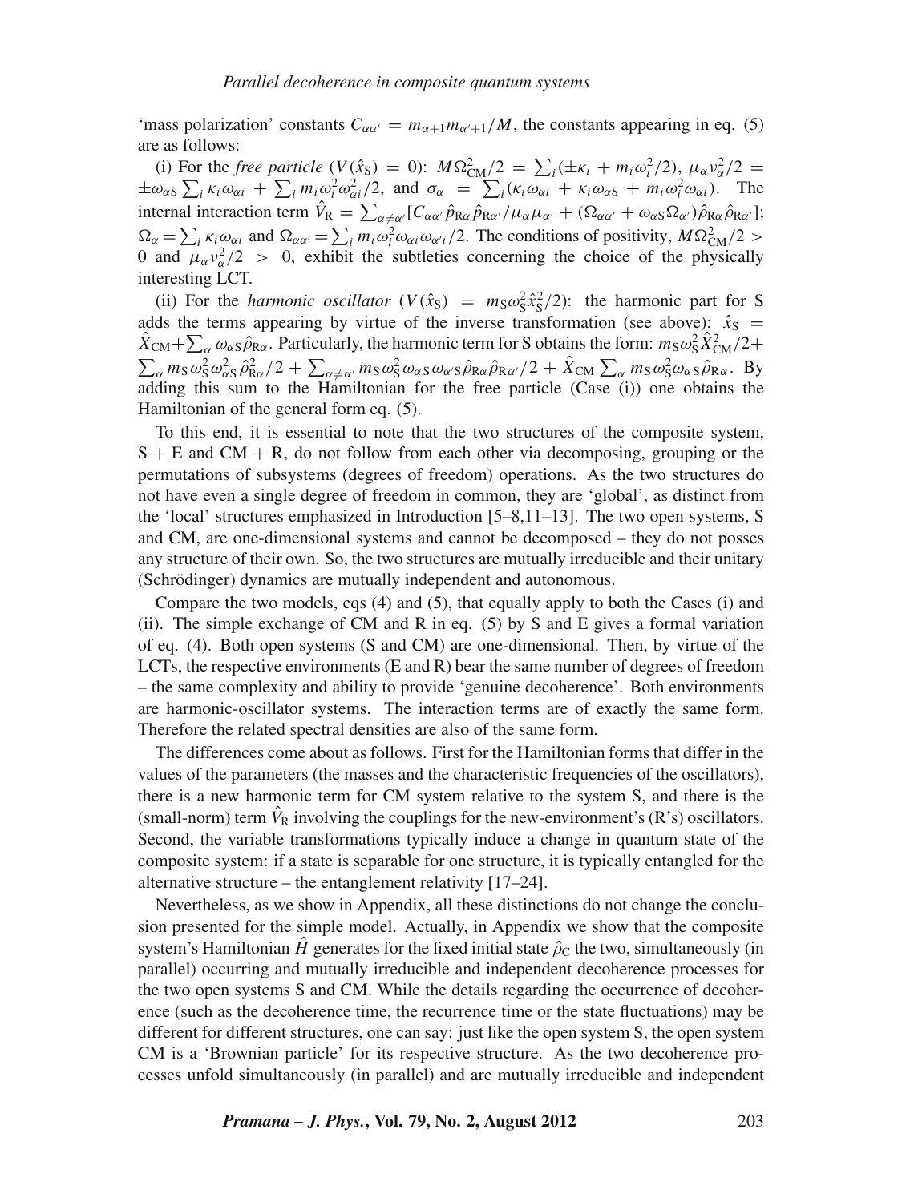'mass polarization' constants $C_{\alpha\alpha'} = m_{\alpha+1}m_{\alpha'+1}/M$, the constants appearing in eq. (5) are as follows:

(i) For the *free particle* ($V(\hat{x}_\mathrm{S}) = 0$): $M\Omega_\mathrm{CM}^2/2 = \sum_i(\pm\kappa_i + m_i\omega_i^2/2)$, $\mu_\alpha\nu_\alpha^2/2 = \pm\omega_{\alpha\mathrm{S}}\sum_i\kappa_i\omega_{\alpha i} + \sum_i m_i\omega_i^2\omega_{\alpha i}^2/2$, and $\sigma_\alpha = \sum_i(\kappa_i\omega_{\alpha i} + \kappa_i\omega_{\alpha\mathrm{S}} + m_i\omega_i^2\omega_{\alpha i})$. The internal interaction term $\hat{V}_\mathrm{R} = \sum_{\alpha\neq\alpha'}[C_{\alpha\alpha'}\hat{p}_{\mathrm{R}\alpha}\hat{p}_{\mathrm{R}\alpha'}/\mu_\alpha\mu_{\alpha'} + (\Omega_{\alpha\alpha'} + \omega_{\alpha\mathrm{S}}\Omega_{\alpha'})\hat{\rho}_{\mathrm{R}\alpha}\hat{\rho}_{\mathrm{R}\alpha'}]$; $\Omega_\alpha = \sum_i\kappa_i\omega_{\alpha i}$ and $\Omega_{\alpha\alpha'} = \sum_i m_i\omega_i^2\omega_{\alpha i}\omega_{\alpha' i}/2$. The conditions of positivity, $M\Omega_\mathrm{CM}^2/2 > 0$ and $\mu_\alpha\nu_\alpha^2/2 > 0$, exhibit the subtleties concerning the choice of the physically interesting LCT.

(ii) For the *harmonic oscillator* ($V(\hat{x}_\mathrm{S}) = m_\mathrm{S}\omega_\mathrm{S}^2\hat{x}_\mathrm{S}^2/2$): the harmonic part for S adds the terms appearing by virtue of the inverse transformation (see above): $\hat{x}_\mathrm{S} = \hat{X}_\mathrm{CM} + \sum_\alpha\omega_{\alpha\mathrm{S}}\hat{\rho}_{\mathrm{R}\alpha}$. Particularly, the harmonic term for S obtains the form: $m_\mathrm{S}\omega_\mathrm{S}^2\hat{X}_\mathrm{CM}^2/2 + \sum_\alpha m_\mathrm{S}\omega_\mathrm{S}^2\omega_{\alpha\mathrm{S}}^2\hat{\rho}_{\mathrm{R}\alpha}^2/2 + \sum_{\alpha\neq\alpha'} m_\mathrm{S}\omega_\mathrm{S}^2\omega_{\alpha\mathrm{S}}\omega_{\alpha'\mathrm{S}}\hat{\rho}_{\mathrm{R}\alpha}\hat{\rho}_{\mathrm{R}\alpha'}/2 + \hat{X}_\mathrm{CM}\sum_\alpha m_\mathrm{S}\omega_\mathrm{S}^2\omega_{\alpha\mathrm{S}}\hat{\rho}_{\mathrm{R}\alpha}$. By adding this sum to the Hamiltonian for the free particle (Case (i)) one obtains the Hamiltonian of the general form eq. (5).

To this end, it is essential to note that the two structures of the composite system, S + E and CM + R, do not follow from each other via decomposing, grouping or the permutations of subsystems (degrees of freedom) operations. As the two structures do not have even a single degree of freedom in common, they are 'global', as distinct from the 'local' structures emphasized in Introduction [5–8,11–13]. The two open systems, S and CM, are one-dimensional systems and cannot be decomposed – they do not posses any structure of their own. So, the two structures are mutually irreducible and their unitary (Schrödinger) dynamics are mutually independent and autonomous.

Compare the two models, eqs (4) and (5), that equally apply to both the Cases (i) and (ii). The simple exchange of CM and R in eq. (5) by S and E gives a formal variation of eq. (4). Both open systems (S and CM) are one-dimensional. Then, by virtue of the LCTs, the respective environments (E and R) bear the same number of degrees of freedom – the same complexity and ability to provide 'genuine decoherence'. Both environments are harmonic-oscillator systems. The interaction terms are of exactly the same form. Therefore the related spectral densities are also of the same form.

The differences come about as follows. First for the Hamiltonian forms that differ in the values of the parameters (the masses and the characteristic frequencies of the oscillators), there is a new harmonic term for CM system relative to the system S, and there is the (small-norm) term $\hat{V}_\mathrm{R}$ involving the couplings for the new-environment's (R's) oscillators. Second, the variable transformations typically induce a change in quantum state of the composite system: if a state is separable for one structure, it is typically entangled for the alternative structure – the entanglement relativity [17–24].

Nevertheless, as we show in Appendix, all these distinctions do not change the conclusion presented for the simple model. Actually, in Appendix we show that the composite system's Hamiltonian $\hat{H}$ generates for the fixed initial state $\hat{\rho}_\mathrm{C}$ the two, simultaneously (in parallel) occurring and mutually irreducible and independent decoherence processes for the two open systems S and CM. While the details regarding the occurrence of decoherence (such as the decoherence time, the recurrence time or the state fluctuations) may be different for different structures, one can say: just like the open system S, the open system CM is a 'Brownian particle' for its respective structure. As the two decoherence processes unfold simultaneously (in parallel) and are mutually irreducible and independent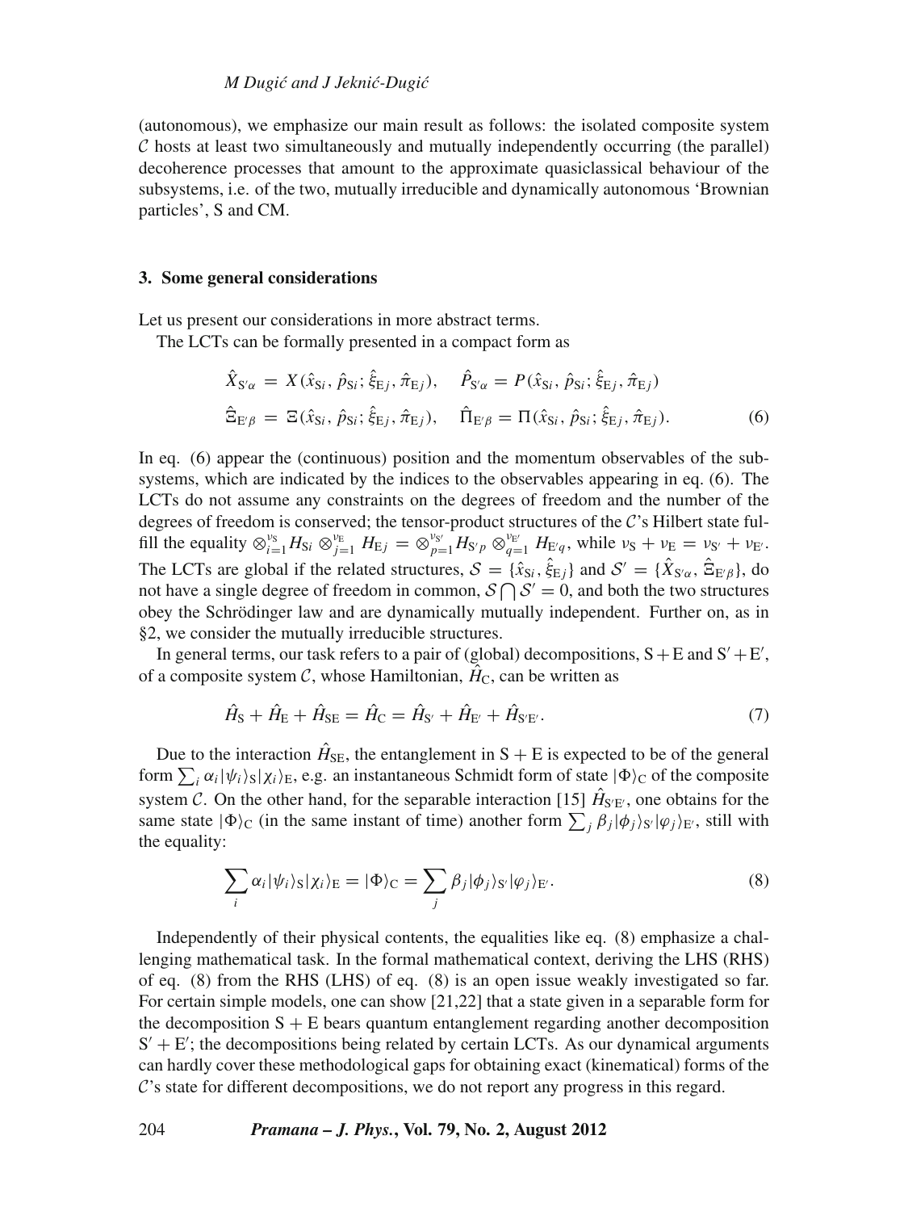(autonomous), we emphasize our main result as follows: the isolated composite system $\mathcal{C}$ hosts at least two simultaneously and mutually independently occurring (the parallel) decoherence processes that amount to the approximate quasiclassical behaviour of the subsystems, i.e. of the two, mutually irreducible and dynamically autonomous 'Brownian particles', S and CM.

## 3. Some general considerations

Let us present our considerations in more abstract terms.

The LCTs can be formally presented in a compact form as

$$\hat{X}_{\mathrm{S}'\alpha} = X(\hat{x}_{\mathrm{S}i}, \hat{p}_{\mathrm{S}i}; \hat{\xi}_{\mathrm{E}j}, \hat{\pi}_{\mathrm{E}j}), \quad \hat{P}_{\mathrm{S}'\alpha} = P(\hat{x}_{\mathrm{S}i}, \hat{p}_{\mathrm{S}i}; \hat{\xi}_{\mathrm{E}j}, \hat{\pi}_{\mathrm{E}j})$$
$$\hat{\Xi}_{\mathrm{E}'\beta} = \Xi(\hat{x}_{\mathrm{S}i}, \hat{p}_{\mathrm{S}i}; \hat{\xi}_{\mathrm{E}j}, \hat{\pi}_{\mathrm{E}j}), \quad \hat{\Pi}_{\mathrm{E}'\beta} = \Pi(\hat{x}_{\mathrm{S}i}, \hat{p}_{\mathrm{S}i}; \hat{\xi}_{\mathrm{E}j}, \hat{\pi}_{\mathrm{E}j}). \tag{6}$$

In eq. (6) appear the (continuous) position and the momentum observables of the subsystems, which are indicated by the indices to the observables appearing in eq. (6). The LCTs do not assume any constraints on the degrees of freedom and the number of the degrees of freedom is conserved; the tensor-product structures of the $\mathcal{C}$'s Hilbert state fulfill the equality $\otimes_{i=1}^{\nu_{\mathrm{S}}} H_{\mathrm{S}i} \otimes_{j=1}^{\nu_{\mathrm{E}}} H_{\mathrm{E}j} = \otimes_{p=1}^{\nu_{\mathrm{S}'}} H_{\mathrm{S}'p} \otimes_{q=1}^{\nu_{\mathrm{E}'}} H_{\mathrm{E}'q}$, while $\nu_{\mathrm{S}} + \nu_{\mathrm{E}} = \nu_{\mathrm{S}'} + \nu_{\mathrm{E}'}$. The LCTs are global if the related structures, $\mathcal{S} = \{\hat{x}_{\mathrm{S}i}, \hat{\xi}_{\mathrm{E}j}\}$ and $\mathcal{S}' = \{\hat{X}_{\mathrm{S}'\alpha}, \hat{\Xi}_{\mathrm{E}'\beta}\}$, do not have a single degree of freedom in common, $\mathcal{S} \bigcap \mathcal{S}' = 0$, and both the two structures obey the Schrödinger law and are dynamically mutually independent. Further on, as in §2, we consider the mutually irreducible structures.

In general terms, our task refers to a pair of (global) decompositions, $\mathrm{S} + \mathrm{E}$ and $\mathrm{S}' + \mathrm{E}'$, of a composite system $\mathcal{C}$, whose Hamiltonian, $\hat{H}_{\mathrm{C}}$, can be written as

$$\hat{H}_{\mathrm{S}} + \hat{H}_{\mathrm{E}} + \hat{H}_{\mathrm{SE}} = \hat{H}_{\mathrm{C}} = \hat{H}_{\mathrm{S}'} + \hat{H}_{\mathrm{E}'} + \hat{H}_{\mathrm{S}'\mathrm{E}'}. \tag{7}$$

Due to the interaction $\hat{H}_{\mathrm{SE}}$, the entanglement in $\mathrm{S} + \mathrm{E}$ is expected to be of the general form $\sum_i \alpha_i |\psi_i\rangle_{\mathrm{S}} |\chi_i\rangle_{\mathrm{E}}$, e.g. an instantaneous Schmidt form of state $|\Phi\rangle_{\mathrm{C}}$ of the composite system $\mathcal{C}$. On the other hand, for the separable interaction [15] $\hat{H}_{\mathrm{S}'\mathrm{E}'}$, one obtains for the same state $|\Phi\rangle_{\mathrm{C}}$ (in the same instant of time) another form $\sum_j \beta_j |\phi_j\rangle_{\mathrm{S}'} |\varphi_j\rangle_{\mathrm{E}'}$, still with the equality:

$$\sum_i \alpha_i |\psi_i\rangle_{\mathrm{S}} |\chi_i\rangle_{\mathrm{E}} = |\Phi\rangle_{\mathrm{C}} = \sum_j \beta_j |\phi_j\rangle_{\mathrm{S}'} |\varphi_j\rangle_{\mathrm{E}'}. \tag{8}$$

Independently of their physical contents, the equalities like eq. (8) emphasize a challenging mathematical task. In the formal mathematical context, deriving the LHS (RHS) of eq. (8) from the RHS (LHS) of eq. (8) is an open issue weakly investigated so far. For certain simple models, one can show [21,22] that a state given in a separable form for the decomposition $\mathrm{S} + \mathrm{E}$ bears quantum entanglement regarding another decomposition $\mathrm{S}' + \mathrm{E}'$; the decompositions being related by certain LCTs. As our dynamical arguments can hardly cover these methodological gaps for obtaining exact (kinematical) forms of the $\mathcal{C}$'s state for different decompositions, we do not report any progress in this regard.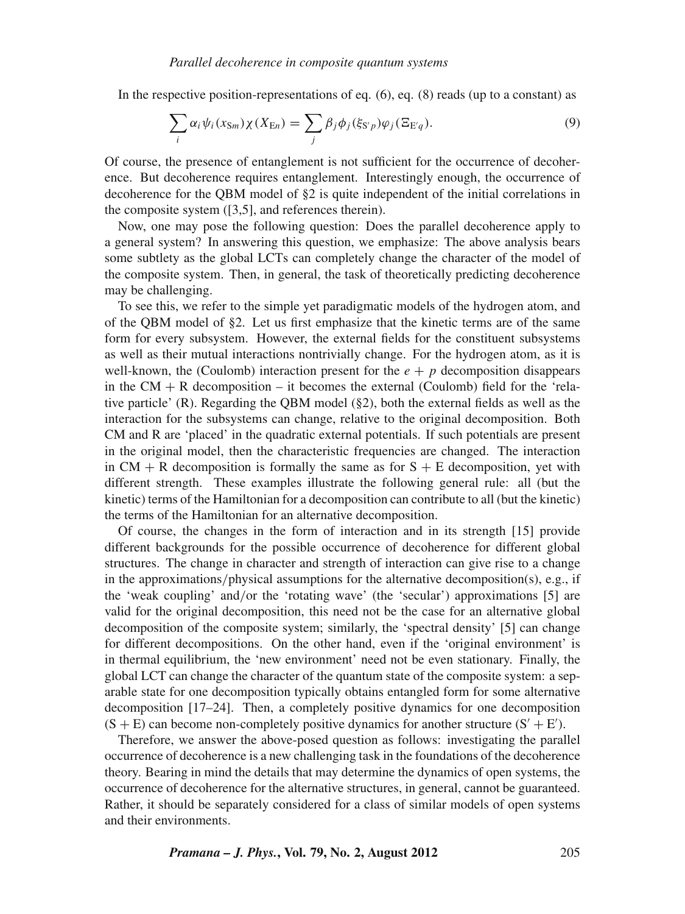In the respective position-representations of eq. (6), eq. (8) reads (up to a constant) as

$$\sum_i \alpha_i \psi_i(x_{\mathrm{S}m})\chi(X_{\mathrm{E}n}) = \sum_j \beta_j \phi_j(\xi_{\mathrm{S}'p})\varphi_j(\Xi_{\mathrm{E}'q}). \tag{9}$$

Of course, the presence of entanglement is not sufficient for the occurrence of decoherence. But decoherence requires entanglement. Interestingly enough, the occurrence of decoherence for the QBM model of §2 is quite independent of the initial correlations in the composite system ([3,5], and references therein).

Now, one may pose the following question: Does the parallel decoherence apply to a general system? In answering this question, we emphasize: The above analysis bears some subtlety as the global LCTs can completely change the character of the model of the composite system. Then, in general, the task of theoretically predicting decoherence may be challenging.

To see this, we refer to the simple yet paradigmatic models of the hydrogen atom, and of the QBM model of §2. Let us first emphasize that the kinetic terms are of the same form for every subsystem. However, the external fields for the constituent subsystems as well as their mutual interactions nontrivially change. For the hydrogen atom, as it is well-known, the (Coulomb) interaction present for the $e + p$ decomposition disappears in the CM + R decomposition – it becomes the external (Coulomb) field for the 'relative particle' (R). Regarding the QBM model (§2), both the external fields as well as the interaction for the subsystems can change, relative to the original decomposition. Both CM and R are 'placed' in the quadratic external potentials. If such potentials are present in the original model, then the characteristic frequencies are changed. The interaction in CM + R decomposition is formally the same as for S + E decomposition, yet with different strength. These examples illustrate the following general rule: all (but the kinetic) terms of the Hamiltonian for a decomposition can contribute to all (but the kinetic) the terms of the Hamiltonian for an alternative decomposition.

Of course, the changes in the form of interaction and in its strength [15] provide different backgrounds for the possible occurrence of decoherence for different global structures. The change in character and strength of interaction can give rise to a change in the approximations/physical assumptions for the alternative decomposition(s), e.g., if the 'weak coupling' and/or the 'rotating wave' (the 'secular') approximations [5] are valid for the original decomposition, this need not be the case for an alternative global decomposition of the composite system; similarly, the 'spectral density' [5] can change for different decompositions. On the other hand, even if the 'original environment' is in thermal equilibrium, the 'new environment' need not be even stationary. Finally, the global LCT can change the character of the quantum state of the composite system: a separable state for one decomposition typically obtains entangled form for some alternative decomposition [17–24]. Then, a completely positive dynamics for one decomposition (S + E) can become non-completely positive dynamics for another structure ($\mathrm{S}' + \mathrm{E}'$).

Therefore, we answer the above-posed question as follows: investigating the parallel occurrence of decoherence is a new challenging task in the foundations of the decoherence theory. Bearing in mind the details that may determine the dynamics of open systems, the occurrence of decoherence for the alternative structures, in general, cannot be guaranteed. Rather, it should be separately considered for a class of similar models of open systems and their environments.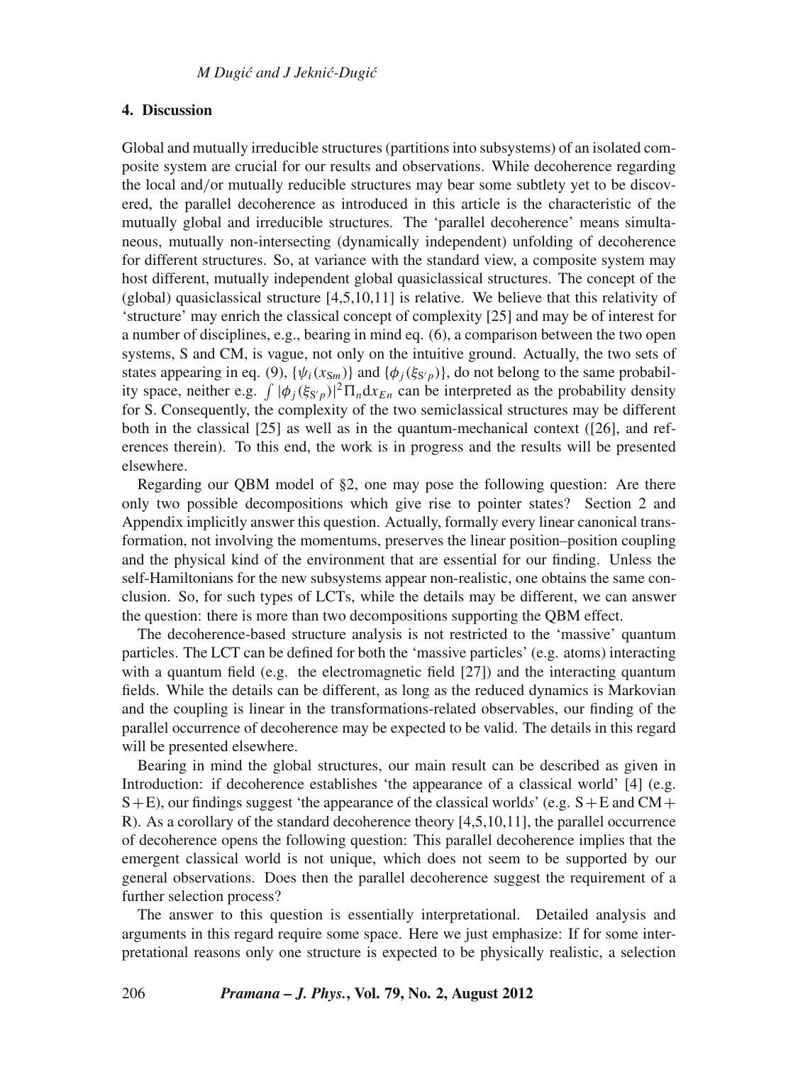## 4. Discussion

Global and mutually irreducible structures (partitions into subsystems) of an isolated composite system are crucial for our results and observations. While decoherence regarding the local and/or mutually reducible structures may bear some subtlety yet to be discovered, the parallel decoherence as introduced in this article is the characteristic of the mutually global and irreducible structures. The 'parallel decoherence' means simultaneous, mutually non-intersecting (dynamically independent) unfolding of decoherence for different structures. So, at variance with the standard view, a composite system may host different, mutually independent global quasiclassical structures. The concept of the (global) quasiclassical structure [4,5,10,11] is relative. We believe that this relativity of 'structure' may enrich the classical concept of complexity [25] and may be of interest for a number of disciplines, e.g., bearing in mind eq. (6), a comparison between the two open systems, S and CM, is vague, not only on the intuitive ground. Actually, the two sets of states appearing in eq. (9), $\{\psi_i(x_{Sm})\}$ and $\{\phi_j(\xi_{S'p})\}$, do not belong to the same probability space, neither e.g. $\int |\phi_j(\xi_{S'p})|^2 \Pi_n \mathrm{d}x_{En}$ can be interpreted as the probability density for S. Consequently, the complexity of the two semiclassical structures may be different both in the classical [25] as well as in the quantum-mechanical context ([26], and references therein). To this end, the work is in progress and the results will be presented elsewhere.

Regarding our QBM model of §2, one may pose the following question: Are there only two possible decompositions which give rise to pointer states? Section 2 and Appendix implicitly answer this question. Actually, formally every linear canonical transformation, not involving the momentums, preserves the linear position–position coupling and the physical kind of the environment that are essential for our finding. Unless the self-Hamiltonians for the new subsystems appear non-realistic, one obtains the same conclusion. So, for such types of LCTs, while the details may be different, we can answer the question: there is more than two decompositions supporting the QBM effect.

The decoherence-based structure analysis is not restricted to the 'massive' quantum particles. The LCT can be defined for both the 'massive particles' (e.g. atoms) interacting with a quantum field (e.g. the electromagnetic field [27]) and the interacting quantum fields. While the details can be different, as long as the reduced dynamics is Markovian and the coupling is linear in the transformations-related observables, our finding of the parallel occurrence of decoherence may be expected to be valid. The details in this regard will be presented elsewhere.

Bearing in mind the global structures, our main result can be described as given in Introduction: if decoherence establishes 'the appearance of a classical world' [4] (e.g. S + E), our findings suggest 'the appearance of the classical world*s*' (e.g. S + E and CM + R). As a corollary of the standard decoherence theory [4,5,10,11], the parallel occurrence of decoherence opens the following question: This parallel decoherence implies that the emergent classical world is not unique, which does not seem to be supported by our general observations. Does then the parallel decoherence suggest the requirement of a further selection process?

The answer to this question is essentially interpretational. Detailed analysis and arguments in this regard require some space. Here we just emphasize: If for some interpretational reasons only one structure is expected to be physically realistic, a selection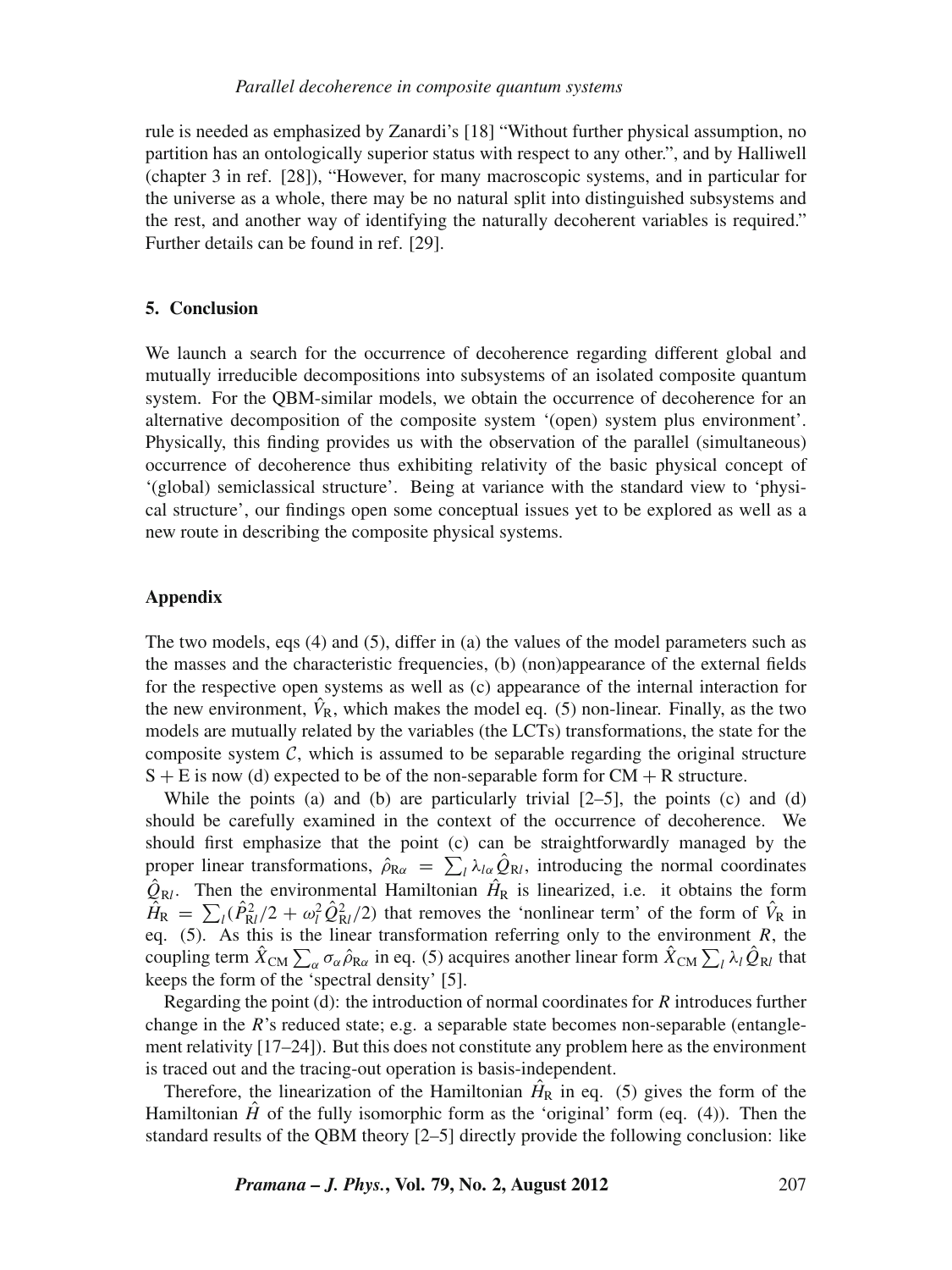rule is needed as emphasized by Zanardi's [18] "Without further physical assumption, no partition has an ontologically superior status with respect to any other.", and by Halliwell (chapter 3 in ref. [28]), "However, for many macroscopic systems, and in particular for the universe as a whole, there may be no natural split into distinguished subsystems and the rest, and another way of identifying the naturally decoherent variables is required." Further details can be found in ref. [29].

## 5. Conclusion

We launch a search for the occurrence of decoherence regarding different global and mutually irreducible decompositions into subsystems of an isolated composite quantum system. For the QBM-similar models, we obtain the occurrence of decoherence for an alternative decomposition of the composite system '(open) system plus environment'. Physically, this finding provides us with the observation of the parallel (simultaneous) occurrence of decoherence thus exhibiting relativity of the basic physical concept of '(global) semiclassical structure'. Being at variance with the standard view to 'physical structure', our findings open some conceptual issues yet to be explored as well as a new route in describing the composite physical systems.

## Appendix

The two models, eqs (4) and (5), differ in (a) the values of the model parameters such as the masses and the characteristic frequencies, (b) (non)appearance of the external fields for the respective open systems as well as (c) appearance of the internal interaction for the new environment, $\hat{V}_{\mathrm{R}}$, which makes the model eq. (5) non-linear. Finally, as the two models are mutually related by the variables (the LCTs) transformations, the state for the composite system $\mathcal{C}$, which is assumed to be separable regarding the original structure $\mathrm{S}+\mathrm{E}$ is now (d) expected to be of the non-separable form for $\mathrm{CM}+\mathrm{R}$ structure.

While the points (a) and (b) are particularly trivial [2–5], the points (c) and (d) should be carefully examined in the context of the occurrence of decoherence. We should first emphasize that the point (c) can be straightforwardly managed by the proper linear transformations, $\hat{\rho}_{\mathrm{R}\alpha} = \sum_l \lambda_{l\alpha} \hat{Q}_{\mathrm{R}l}$, introducing the normal coordinates $\hat{Q}_{\mathrm{R}l}$. Then the environmental Hamiltonian $\hat{H}_{\mathrm{R}}$ is linearized, i.e. it obtains the form $\hat{H}_{\mathrm{R}} = \sum_l (\hat{P}_{\mathrm{R}l}^2/2 + \omega_l^2 \hat{Q}_{\mathrm{R}l}^2/2)$ that removes the 'nonlinear term' of the form of $\hat{V}_{\mathrm{R}}$ in eq. (5). As this is the linear transformation referring only to the environment $R$, the coupling term $\hat{X}_{\mathrm{CM}} \sum_\alpha \sigma_\alpha \hat{\rho}_{\mathrm{R}\alpha}$ in eq. (5) acquires another linear form $\hat{X}_{\mathrm{CM}} \sum_l \lambda_l \hat{Q}_{\mathrm{R}l}$ that keeps the form of the 'spectral density' [5].

Regarding the point (d): the introduction of normal coordinates for $R$ introduces further change in the $R$'s reduced state; e.g. a separable state becomes non-separable (entanglement relativity [17–24]). But this does not constitute any problem here as the environment is traced out and the tracing-out operation is basis-independent.

Therefore, the linearization of the Hamiltonian $\hat{H}_{\mathrm{R}}$ in eq. (5) gives the form of the Hamiltonian $\hat{H}$ of the fully isomorphic form as the 'original' form (eq. (4)). Then the standard results of the QBM theory [2–5] directly provide the following conclusion: like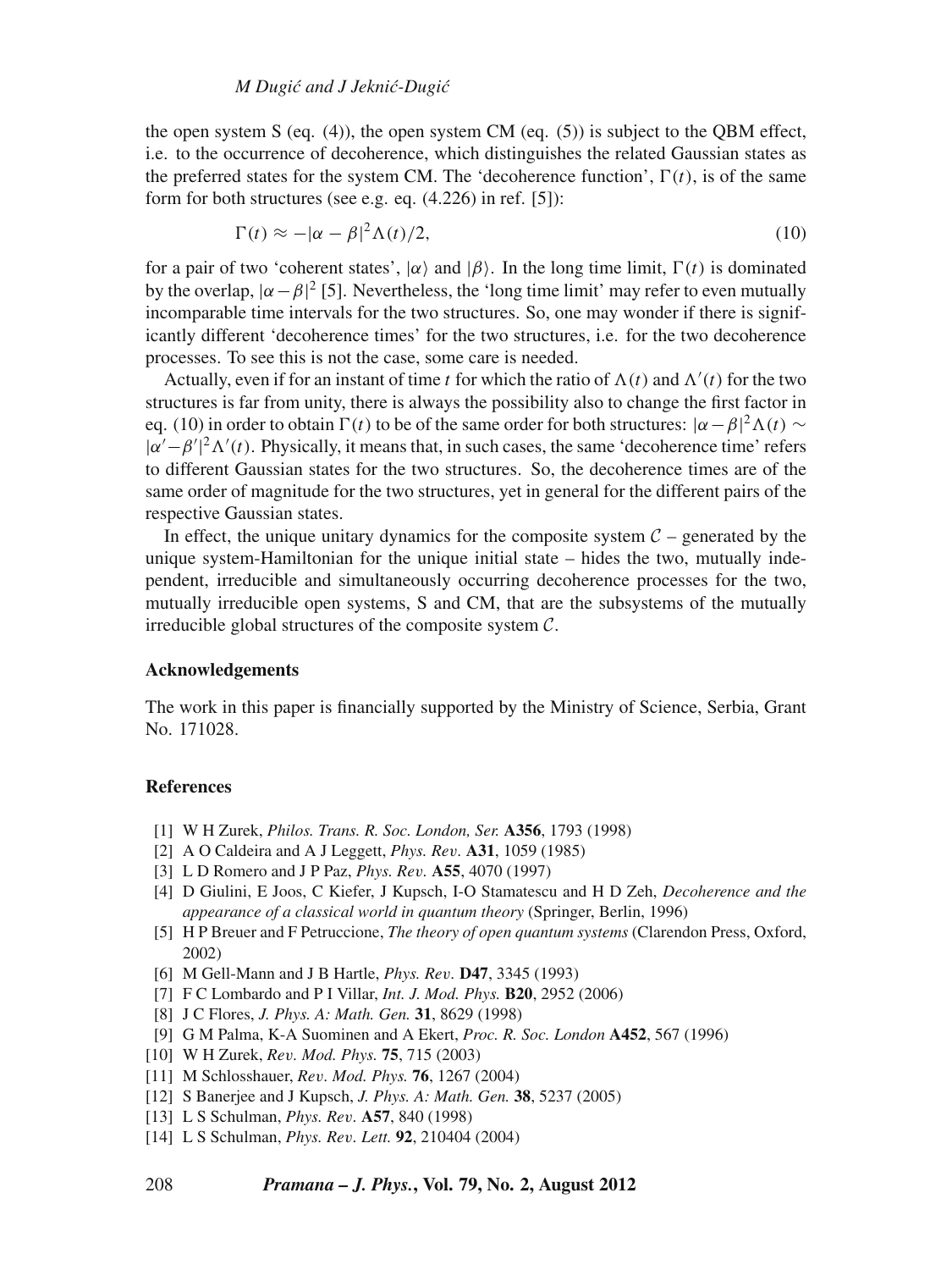the open system S (eq. (4)), the open system CM (eq. (5)) is subject to the QBM effect, i.e. to the occurrence of decoherence, which distinguishes the related Gaussian states as the preferred states for the system CM. The 'decoherence function', $\Gamma(t)$, is of the same form for both structures (see e.g. eq. (4.226) in ref. [5]):

$$\Gamma(t) \approx -|\alpha - \beta|^2 \Lambda(t)/2, \tag{10}$$

for a pair of two 'coherent states', $|\alpha\rangle$ and $|\beta\rangle$. In the long time limit, $\Gamma(t)$ is dominated by the overlap, $|\alpha - \beta|^2$ [5]. Nevertheless, the 'long time limit' may refer to even mutually incomparable time intervals for the two structures. So, one may wonder if there is significantly different 'decoherence times' for the two structures, i.e. for the two decoherence processes. To see this is not the case, some care is needed.

Actually, even if for an instant of time $t$ for which the ratio of $\Lambda(t)$ and $\Lambda'(t)$ for the two structures is far from unity, there is always the possibility also to change the first factor in eq. (10) in order to obtain $\Gamma(t)$ to be of the same order for both structures: $|\alpha - \beta|^2 \Lambda(t) \sim |\alpha' - \beta'|^2 \Lambda'(t)$. Physically, it means that, in such cases, the same 'decoherence time' refers to different Gaussian states for the two structures. So, the decoherence times are of the same order of magnitude for the two structures, yet in general for the different pairs of the respective Gaussian states.

In effect, the unique unitary dynamics for the composite system $\mathcal{C}$ – generated by the unique system-Hamiltonian for the unique initial state – hides the two, mutually independent, irreducible and simultaneously occurring decoherence processes for the two, mutually irreducible open systems, S and CM, that are the subsystems of the mutually irreducible global structures of the composite system $\mathcal{C}$.

### Acknowledgements

The work in this paper is financially supported by the Ministry of Science, Serbia, Grant No. 171028.

### References

[1] W H Zurek, *Philos. Trans. R. Soc. London, Ser.* **A356**, 1793 (1998)
[2] A O Caldeira and A J Leggett, *Phys. Rev.* **A31**, 1059 (1985)
[3] L D Romero and J P Paz, *Phys. Rev.* **A55**, 4070 (1997)
[4] D Giulini, E Joos, C Kiefer, J Kupsch, I-O Stamatescu and H D Zeh, *Decoherence and the appearance of a classical world in quantum theory* (Springer, Berlin, 1996)
[5] H P Breuer and F Petruccione, *The theory of open quantum systems* (Clarendon Press, Oxford, 2002)
[6] M Gell-Mann and J B Hartle, *Phys. Rev.* **D47**, 3345 (1993)
[7] F C Lombardo and P I Villar, *Int. J. Mod. Phys.* **B20**, 2952 (2006)
[8] J C Flores, *J. Phys. A: Math. Gen.* **31**, 8629 (1998)
[9] G M Palma, K-A Suominen and A Ekert, *Proc. R. Soc. London* **A452**, 567 (1996)
[10] W H Zurek, *Rev. Mod. Phys.* **75**, 715 (2003)
[11] M Schlosshauer, *Rev. Mod. Phys.* **76**, 1267 (2004)
[12] S Banerjee and J Kupsch, *J. Phys. A: Math. Gen.* **38**, 5237 (2005)
[13] L S Schulman, *Phys. Rev.* **A57**, 840 (1998)
[14] L S Schulman, *Phys. Rev. Lett.* **92**, 210404 (2004)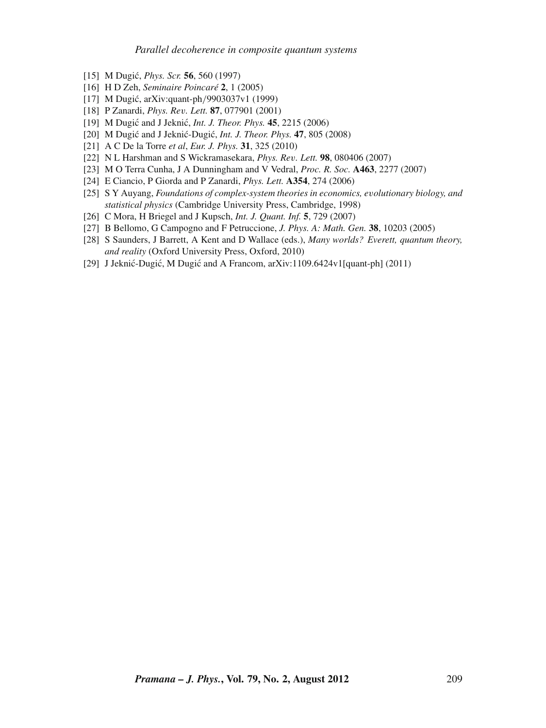[15] M Dugić, *Phys. Scr.* **56**, 560 (1997)

[16] H D Zeh, *Seminaire Poincaré* **2**, 1 (2005)

[17] M Dugić, arXiv:quant-ph/9903037v1 (1999)

[18] P Zanardi, *Phys. Rev. Lett.* **87**, 077901 (2001)

[19] M Dugić and J Jeknić, *Int. J. Theor. Phys.* **45**, 2215 (2006)

[20] M Dugić and J Jeknić-Dugić, *Int. J. Theor. Phys.* **47**, 805 (2008)

[21] A C De la Torre *et al*, *Eur. J. Phys.* **31**, 325 (2010)

[22] N L Harshman and S Wickramasekara, *Phys. Rev. Lett.* **98**, 080406 (2007)

[23] M O Terra Cunha, J A Dunningham and V Vedral, *Proc. R. Soc.* **A463**, 2277 (2007)

[24] E Ciancio, P Giorda and P Zanardi, *Phys. Lett.* **A354**, 274 (2006)

[25] S Y Auyang, *Foundations of complex-system theories in economics, evolutionary biology, and statistical physics* (Cambridge University Press, Cambridge, 1998)

[26] C Mora, H Briegel and J Kupsch, *Int. J. Quant. Inf.* **5**, 729 (2007)

[27] B Bellomo, G Campogno and F Petruccione, *J. Phys. A: Math. Gen.* **38**, 10203 (2005)

[28] S Saunders, J Barrett, A Kent and D Wallace (eds.), *Many worlds? Everett, quantum theory, and reality* (Oxford University Press, Oxford, 2010)

[29] J Jeknić-Dugić, M Dugić and A Francom, arXiv:1109.6424v1[quant-ph] (2011)